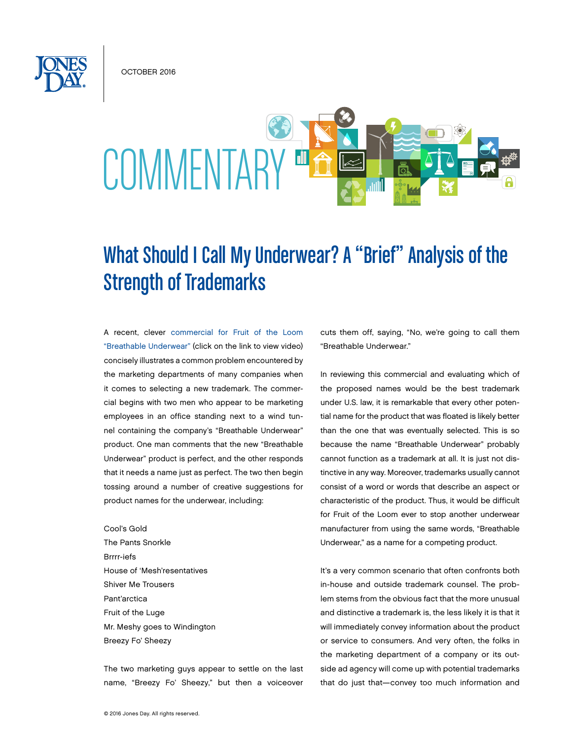OCTOBER 2016

COMMENTARY

# What Should I Call My Underwear? A "Brief" Analysis of the Strength of Trademarks

A recent, clever commercial for Fruit of the Loom "Breathable Underwear" (click on the link to view video) concisely illustrates a common problem encountered by the marketing departments of many companies when it comes to selecting a new trademark. The commercial begins with two men who appear to be marketing employees in an office standing next to a wind tunnel containing the company's "Breathable Underwear" product. One man comments that the new "Breathable Underwear" product is perfect, and the other responds that it needs a name just as perfect. The two then begin tossing around a number of creative suggestions for product names for the underwear, including:

Cool's Gold
The Pants Snorkle
Brrrr-iefs
House of 'Mesh'resentatives
Shiver Me Trousers
Pant'arctica
Fruit of the Luge
Mr. Meshy goes to Windington
Breezy Fo' Sheezy

The two marketing guys appear to settle on the last name, "Breezy Fo' Sheezy," but then a voiceover cuts them off, saying, "No, we're going to call them "Breathable Underwear."

In reviewing this commercial and evaluating which of the proposed names would be the best trademark under U.S. law, it is remarkable that every other potential name for the product that was floated is likely better than the one that was eventually selected. This is so because the name "Breathable Underwear" probably cannot function as a trademark at all. It is just not distinctive in any way. Moreover, trademarks usually cannot consist of a word or words that describe an aspect or characteristic of the product. Thus, it would be difficult for Fruit of the Loom ever to stop another underwear manufacturer from using the same words, "Breathable Underwear," as a name for a competing product.

It's a very common scenario that often confronts both in-house and outside trademark counsel. The problem stems from the obvious fact that the more unusual and distinctive a trademark is, the less likely it is that it will immediately convey information about the product or service to consumers. And very often, the folks in the marketing department of a company or its outside ad agency will come up with potential trademarks that do just that—convey too much information and

© 2016 Jones Day. All rights reserved.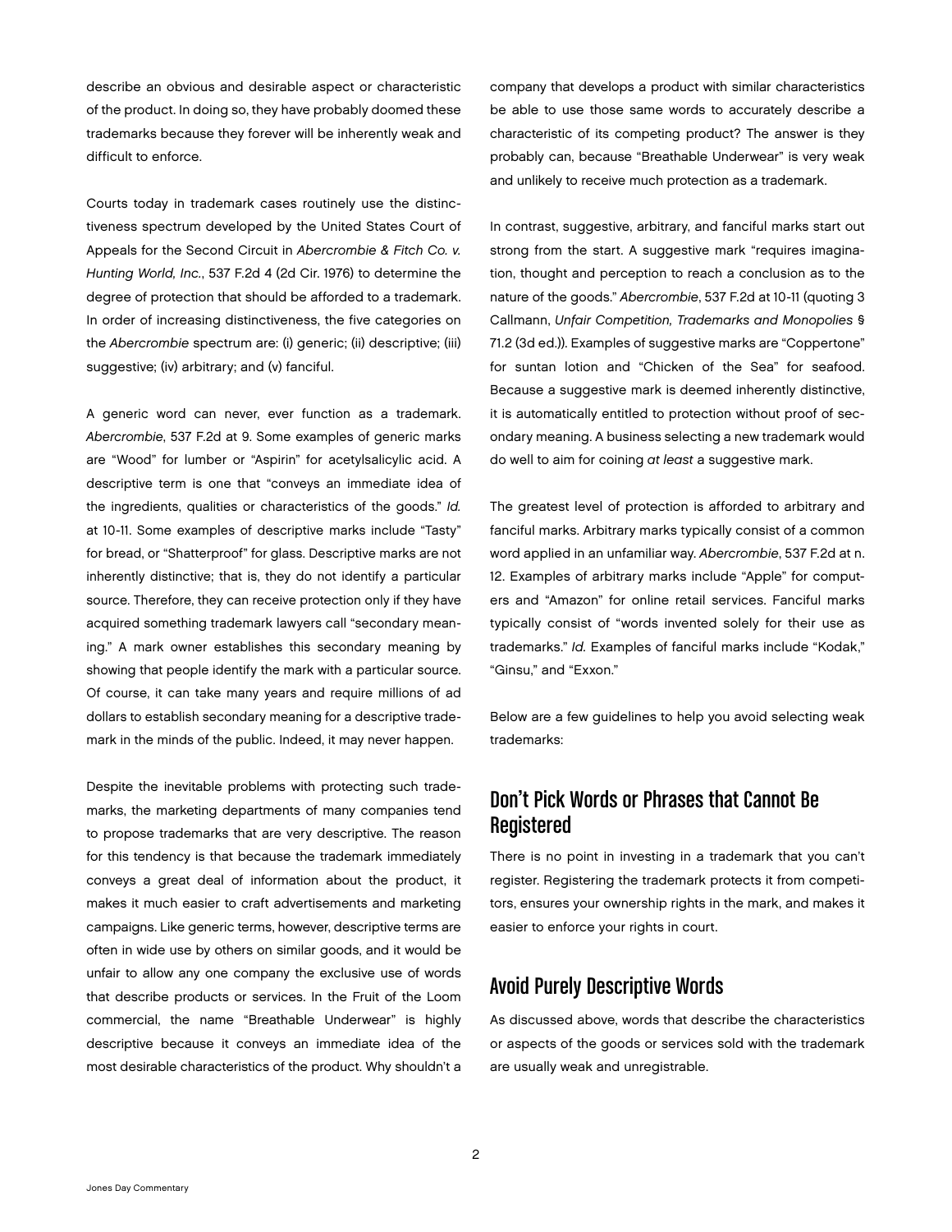describe an obvious and desirable aspect or characteristic of the product. In doing so, they have probably doomed these trademarks because they forever will be inherently weak and difficult to enforce.

Courts today in trademark cases routinely use the distinctiveness spectrum developed by the United States Court of Appeals for the Second Circuit in *Abercrombie & Fitch Co. v. Hunting World, Inc.*, 537 F.2d 4 (2d Cir. 1976) to determine the degree of protection that should be afforded to a trademark. In order of increasing distinctiveness, the five categories on the *Abercrombie* spectrum are: (i) generic; (ii) descriptive; (iii) suggestive; (iv) arbitrary; and (v) fanciful.

A generic word can never, ever function as a trademark. *Abercrombie*, 537 F.2d at 9. Some examples of generic marks are "Wood" for lumber or "Aspirin" for acetylsalicylic acid. A descriptive term is one that "conveys an immediate idea of the ingredients, qualities or characteristics of the goods." *Id.* at 10-11. Some examples of descriptive marks include "Tasty" for bread, or "Shatterproof" for glass. Descriptive marks are not inherently distinctive; that is, they do not identify a particular source. Therefore, they can receive protection only if they have acquired something trademark lawyers call "secondary meaning." A mark owner establishes this secondary meaning by showing that people identify the mark with a particular source. Of course, it can take many years and require millions of ad dollars to establish secondary meaning for a descriptive trademark in the minds of the public. Indeed, it may never happen.

Despite the inevitable problems with protecting such trademarks, the marketing departments of many companies tend to propose trademarks that are very descriptive. The reason for this tendency is that because the trademark immediately conveys a great deal of information about the product, it makes it much easier to craft advertisements and marketing campaigns. Like generic terms, however, descriptive terms are often in wide use by others on similar goods, and it would be unfair to allow any one company the exclusive use of words that describe products or services. In the Fruit of the Loom commercial, the name "Breathable Underwear" is highly descriptive because it conveys an immediate idea of the most desirable characteristics of the product. Why shouldn't a company that develops a product with similar characteristics be able to use those same words to accurately describe a characteristic of its competing product? The answer is they probably can, because "Breathable Underwear" is very weak and unlikely to receive much protection as a trademark.

In contrast, suggestive, arbitrary, and fanciful marks start out strong from the start. A suggestive mark "requires imagination, thought and perception to reach a conclusion as to the nature of the goods." *Abercrombie*, 537 F.2d at 10-11 (quoting 3 Callmann, *Unfair Competition, Trademarks and Monopolies* § 71.2 (3d ed.)). Examples of suggestive marks are "Coppertone" for suntan lotion and "Chicken of the Sea" for seafood. Because a suggestive mark is deemed inherently distinctive, it is automatically entitled to protection without proof of secondary meaning. A business selecting a new trademark would do well to aim for coining *at least* a suggestive mark.

The greatest level of protection is afforded to arbitrary and fanciful marks. Arbitrary marks typically consist of a common word applied in an unfamiliar way. *Abercrombie*, 537 F.2d at n. 12. Examples of arbitrary marks include "Apple" for computers and "Amazon" for online retail services. Fanciful marks typically consist of "words invented solely for their use as trademarks." *Id.* Examples of fanciful marks include "Kodak," "Ginsu," and "Exxon."

Below are a few guidelines to help you avoid selecting weak trademarks:

## Don't Pick Words or Phrases that Cannot Be Registered

There is no point in investing in a trademark that you can't register. Registering the trademark protects it from competitors, ensures your ownership rights in the mark, and makes it easier to enforce your rights in court.

## Avoid Purely Descriptive Words

As discussed above, words that describe the characteristics or aspects of the goods or services sold with the trademark are usually weak and unregistrable.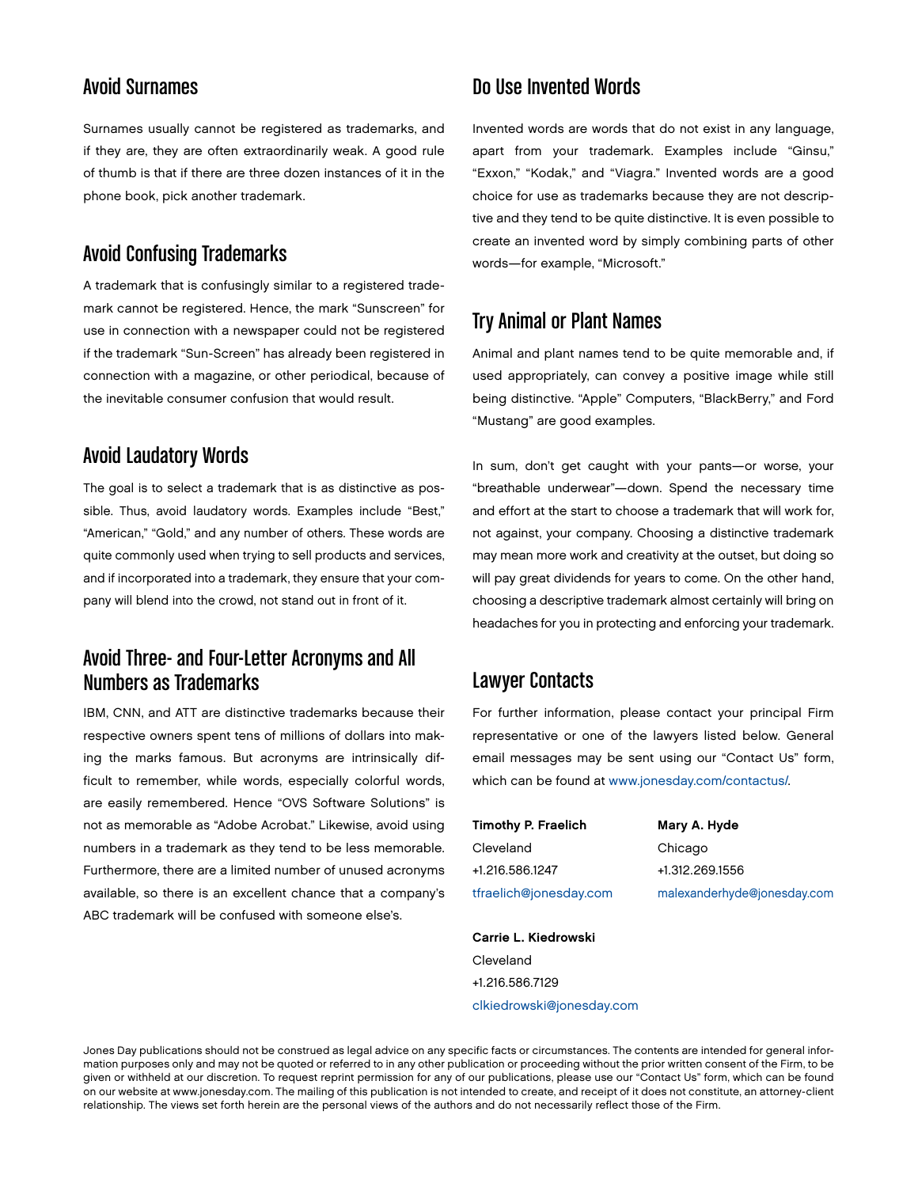## Avoid Surnames

Surnames usually cannot be registered as trademarks, and if they are, they are often extraordinarily weak. A good rule of thumb is that if there are three dozen instances of it in the phone book, pick another trademark.

## Avoid Confusing Trademarks

A trademark that is confusingly similar to a registered trademark cannot be registered. Hence, the mark "Sunscreen" for use in connection with a newspaper could not be registered if the trademark "Sun-Screen" has already been registered in connection with a magazine, or other periodical, because of the inevitable consumer confusion that would result.

## Avoid Laudatory Words

The goal is to select a trademark that is as distinctive as possible. Thus, avoid laudatory words. Examples include "Best," "American," "Gold," and any number of others. These words are quite commonly used when trying to sell products and services, and if incorporated into a trademark, they ensure that your company will blend into the crowd, not stand out in front of it.

## Avoid Three- and Four-Letter Acronyms and All Numbers as Trademarks

IBM, CNN, and ATT are distinctive trademarks because their respective owners spent tens of millions of dollars into making the marks famous. But acronyms are intrinsically difficult to remember, while words, especially colorful words, are easily remembered. Hence "OVS Software Solutions" is not as memorable as "Adobe Acrobat." Likewise, avoid using numbers in a trademark as they tend to be less memorable. Furthermore, there are a limited number of unused acronyms available, so there is an excellent chance that a company's ABC trademark will be confused with someone else's.

## Do Use Invented Words

Invented words are words that do not exist in any language, apart from your trademark. Examples include "Ginsu," "Exxon," "Kodak," and "Viagra." Invented words are a good choice for use as trademarks because they are not descriptive and they tend to be quite distinctive. It is even possible to create an invented word by simply combining parts of other words—for example, "Microsoft."

## Try Animal or Plant Names

Animal and plant names tend to be quite memorable and, if used appropriately, can convey a positive image while still being distinctive. "Apple" Computers, "BlackBerry," and Ford "Mustang" are good examples.

In sum, don't get caught with your pants—or worse, your "breathable underwear"—down. Spend the necessary time and effort at the start to choose a trademark that will work for, not against, your company. Choosing a distinctive trademark may mean more work and creativity at the outset, but doing so will pay great dividends for years to come. On the other hand, choosing a descriptive trademark almost certainly will bring on headaches for you in protecting and enforcing your trademark.

## Lawyer Contacts

For further information, please contact your principal Firm representative or one of the lawyers listed below. General email messages may be sent using our "Contact Us" form, which can be found at www.jonesday.com/contactus/.

**Timothy P. Fraelich**
Cleveland
+1.216.586.1247
tfraelich@jonesday.com

**Mary A. Hyde**
Chicago
+1.312.269.1556
malexanderhyde@jonesday.com

**Carrie L. Kiedrowski**
Cleveland
+1.216.586.7129
clkiedrowski@jonesday.com

Jones Day publications should not be construed as legal advice on any specific facts or circumstances. The contents are intended for general information purposes only and may not be quoted or referred to in any other publication or proceeding without the prior written consent of the Firm, to be given or withheld at our discretion. To request reprint permission for any of our publications, please use our "Contact Us" form, which can be found on our website at www.jonesday.com. The mailing of this publication is not intended to create, and receipt of it does not constitute, an attorney-client relationship. The views set forth herein are the personal views of the authors and do not necessarily reflect those of the Firm.